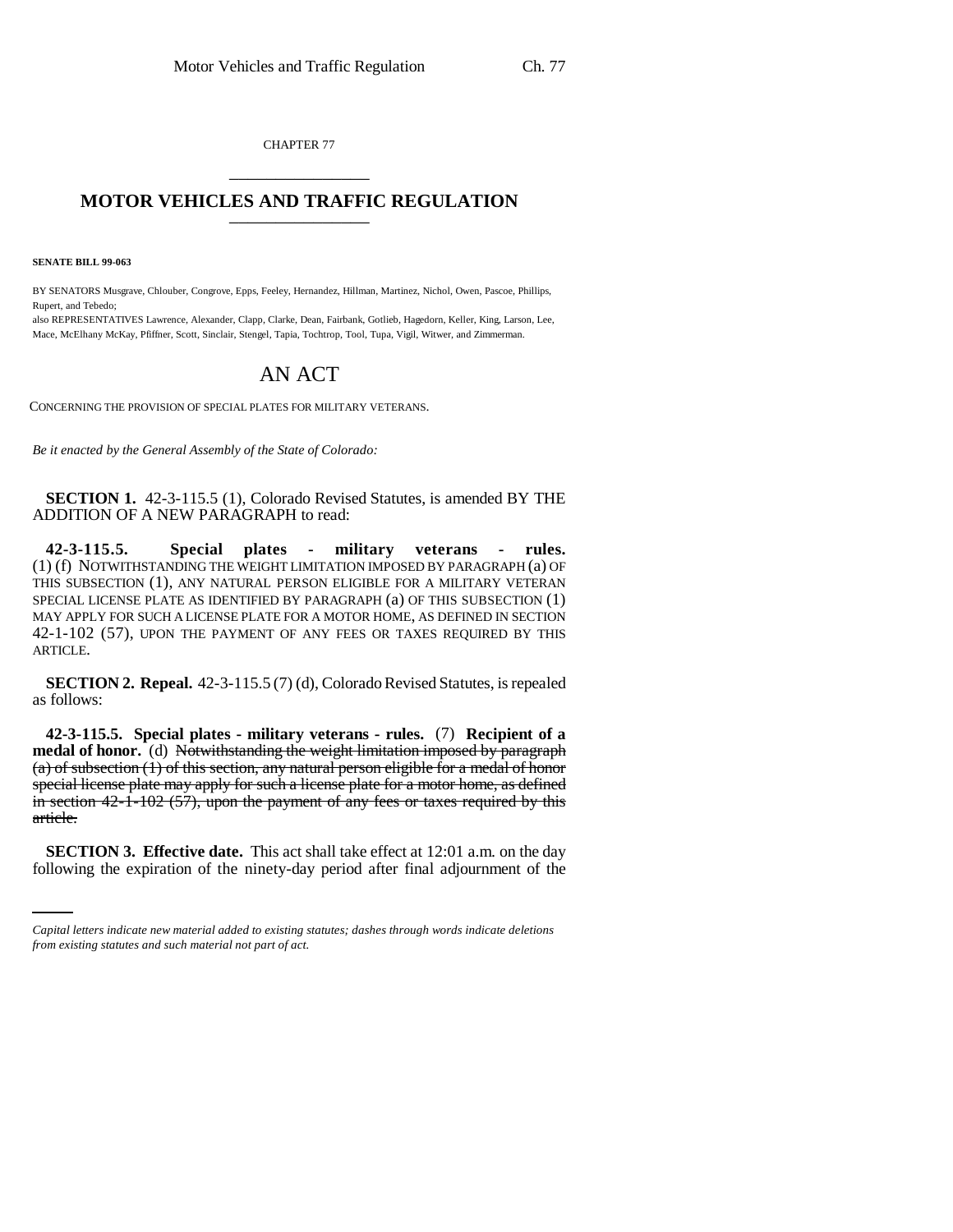CHAPTER 77

# MOTOR VEHICLES AND TRAFFIC REGULATION

**SENATE BILL 99-063**

BY SENATORS Musgrave, Chlouber, Congrove, Epps, Feeley, Hernandez, Hillman, Martinez, Nichol, Owen, Pascoe, Phillips, Rupert, and Tebedo;
also REPRESENTATIVES Lawrence, Alexander, Clapp, Clarke, Dean, Fairbank, Gotlieb, Hagedorn, Keller, King, Larson, Lee, Mace, McElhany McKay, Pfiffner, Scott, Sinclair, Stengel, Tapia, Tochtrop, Tool, Tupa, Vigil, Witwer, and Zimmerman.

## AN ACT

CONCERNING THE PROVISION OF SPECIAL PLATES FOR MILITARY VETERANS.

*Be it enacted by the General Assembly of the State of Colorado:*

**SECTION 1.** 42-3-115.5 (1), Colorado Revised Statutes, is amended BY THE ADDITION OF A NEW PARAGRAPH to read:

**42-3-115.5. Special plates - military veterans - rules.** (1) (f) NOTWITHSTANDING THE WEIGHT LIMITATION IMPOSED BY PARAGRAPH (a) OF THIS SUBSECTION (1), ANY NATURAL PERSON ELIGIBLE FOR A MILITARY VETERAN SPECIAL LICENSE PLATE AS IDENTIFIED BY PARAGRAPH (a) OF THIS SUBSECTION (1) MAY APPLY FOR SUCH A LICENSE PLATE FOR A MOTOR HOME, AS DEFINED IN SECTION 42-1-102 (57), UPON THE PAYMENT OF ANY FEES OR TAXES REQUIRED BY THIS ARTICLE.

**SECTION 2. Repeal.** 42-3-115.5 (7) (d), Colorado Revised Statutes, is repealed as follows:

**42-3-115.5. Special plates - military veterans - rules.** (7) **Recipient of a medal of honor.** (d) ~~Notwithstanding the weight limitation imposed by paragraph (a) of subsection (1) of this section, any natural person eligible for a medal of honor special license plate may apply for such a license plate for a motor home, as defined in section 42-1-102 (57), upon the payment of any fees or taxes required by this article.~~

**SECTION 3. Effective date.** This act shall take effect at 12:01 a.m. on the day following the expiration of the ninety-day period after final adjournment of the

*Capital letters indicate new material added to existing statutes; dashes through words indicate deletions from existing statutes and such material not part of act.*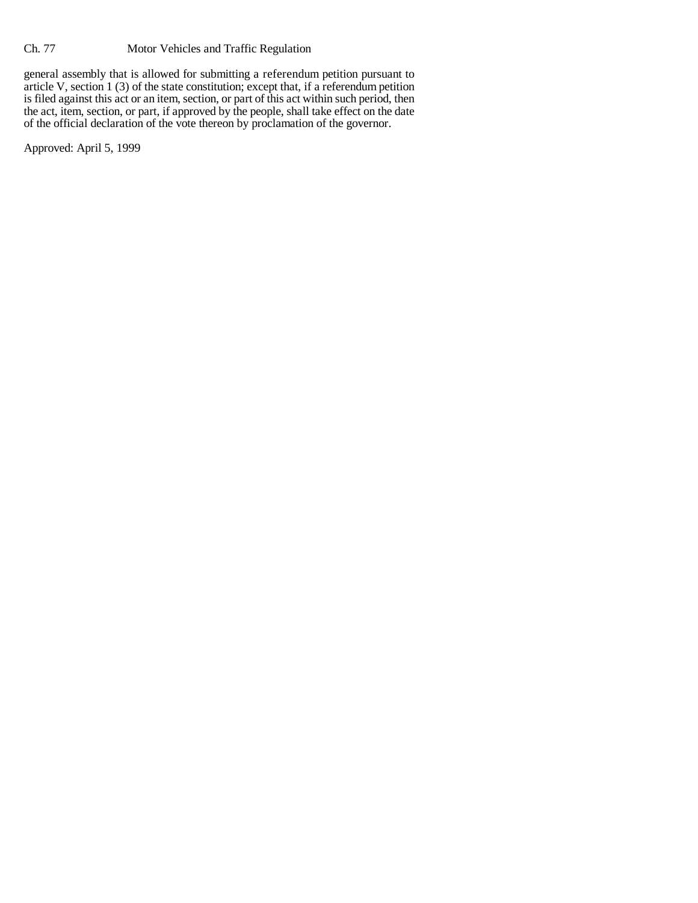general assembly that is allowed for submitting a referendum petition pursuant to article V, section 1 (3) of the state constitution; except that, if a referendum petition is filed against this act or an item, section, or part of this act within such period, then the act, item, section, or part, if approved by the people, shall take effect on the date of the official declaration of the vote thereon by proclamation of the governor.

Approved: April 5, 1999